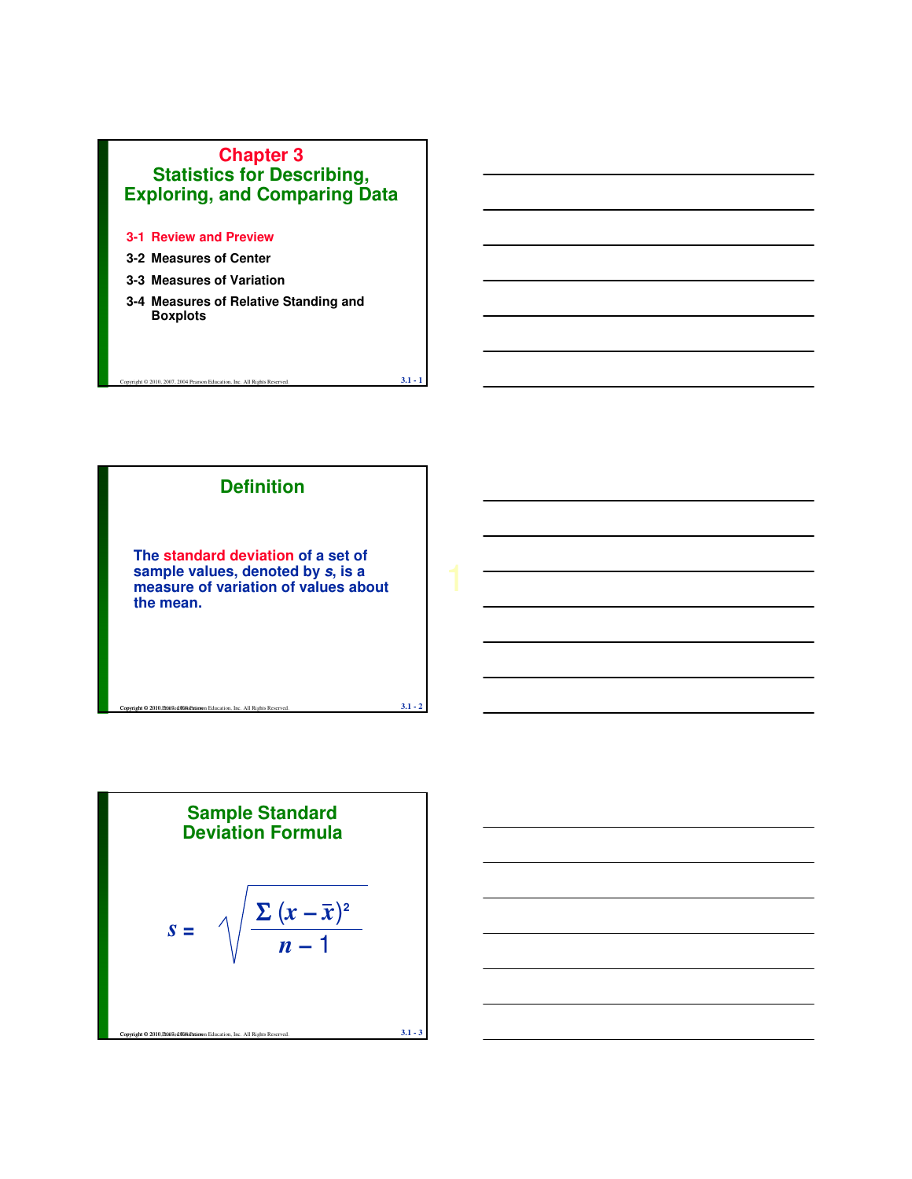# Chapter 3
## Statistics for Describing, Exploring, and Comparing Data

3-1 Review and Preview

3-2 Measures of Center

3-3 Measures of Variation

3-4 Measures of Relative Standing and Boxplots

## Definition

The **standard deviation** of a set of sample values, denoted by $s$, is a measure of variation of values about the mean.

## Sample Standard Deviation Formula

$$s = \sqrt{\frac{\Sigma (x - \bar{x})^2}{n - 1}}$$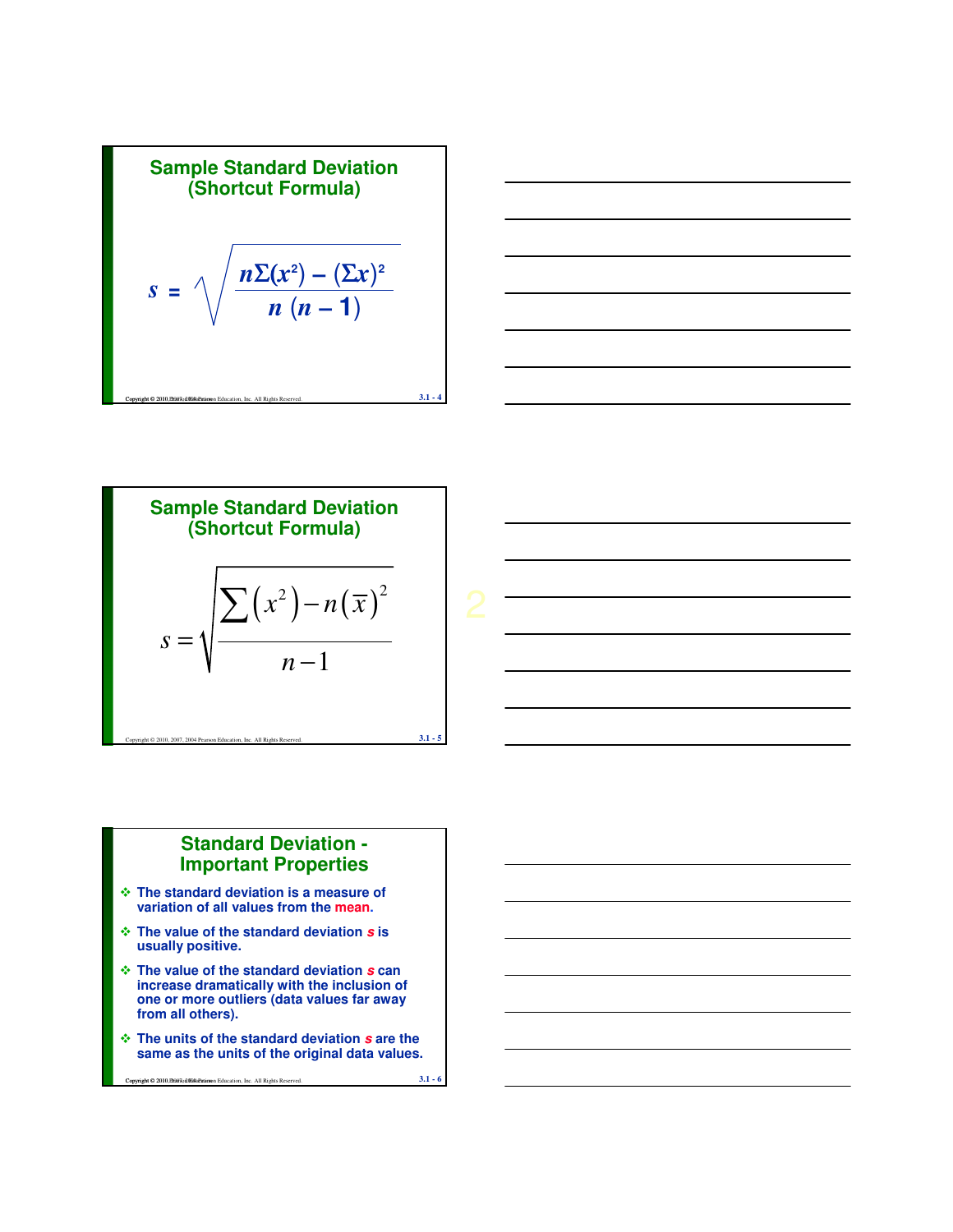## Sample Standard Deviation (Shortcut Formula)

$$s = \sqrt{\frac{n\Sigma(x^2) - (\Sigma x)^2}{n\,(n-1)}}$$

## Sample Standard Deviation (Shortcut Formula)

$$s = \sqrt{\frac{\sum\left(x^2\right) - n\left(\bar{x}\right)^2}{n-1}}$$

## Standard Deviation - Important Properties

- The standard deviation is a measure of variation of all values from the **mean**.
- The value of the standard deviation $s$ is usually positive.
- The value of the standard deviation $s$ can increase dramatically with the inclusion of one or more outliers (data values far away from all others).
- The units of the standard deviation $s$ are the same as the units of the original data values.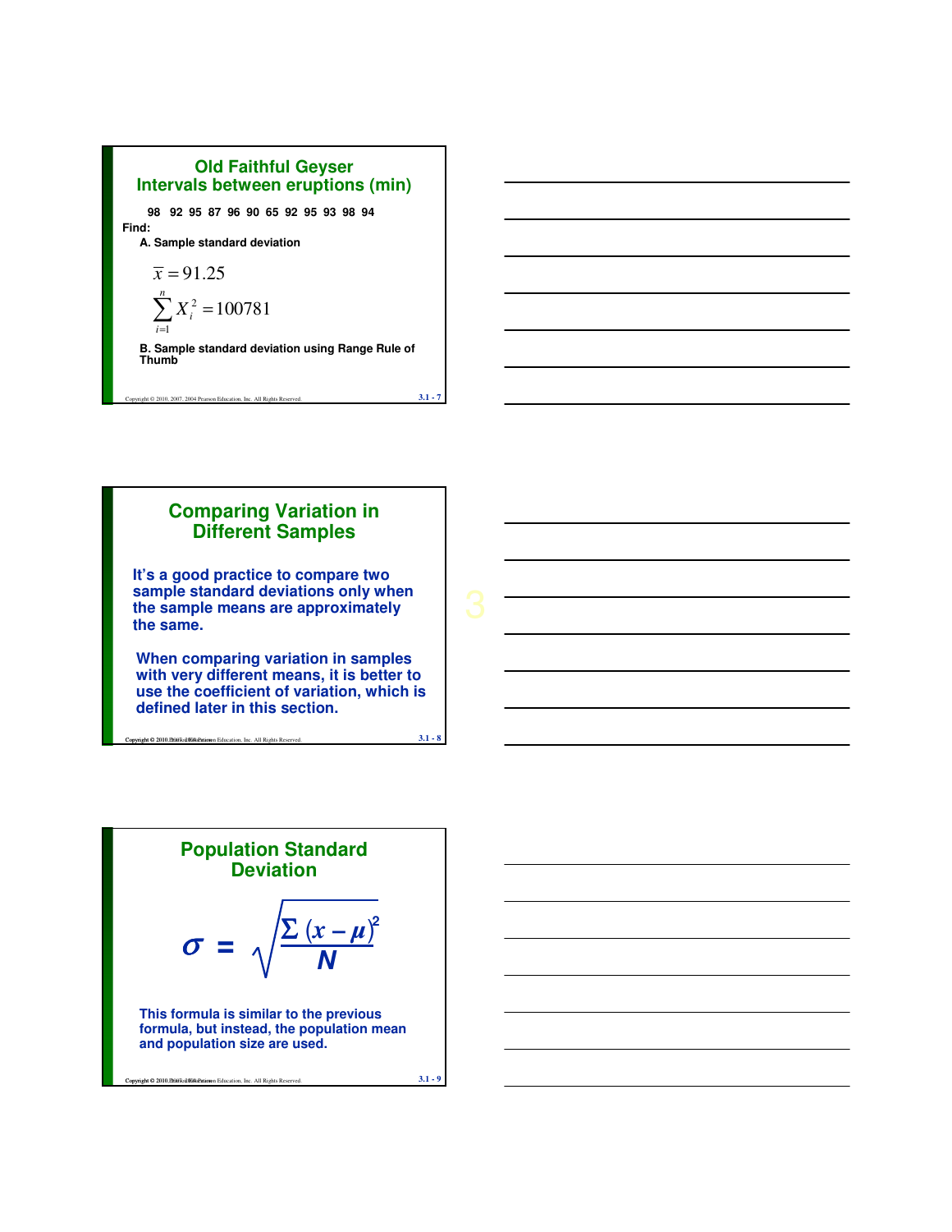## Old Faithful Geyser
## Intervals between eruptions (min)

98 92 95 87 96 90 65 92 95 93 98 94

Find:

A. Sample standard deviation

$$\bar{x} = 91.25$$

$$\sum_{i=1}^{n} X_i^2 = 100781$$

B. Sample standard deviation using Range Rule of Thumb

## Comparing Variation in Different Samples

It's a good practice to compare two sample standard deviations only when the sample means are approximately the same.

When comparing variation in samples with very different means, it is better to use the coefficient of variation, which is defined later in this section.

## Population Standard Deviation

$$\sigma = \sqrt{\frac{\Sigma (x - \mu)^2}{N}}$$

This formula is similar to the previous formula, but instead, the population mean and population size are used.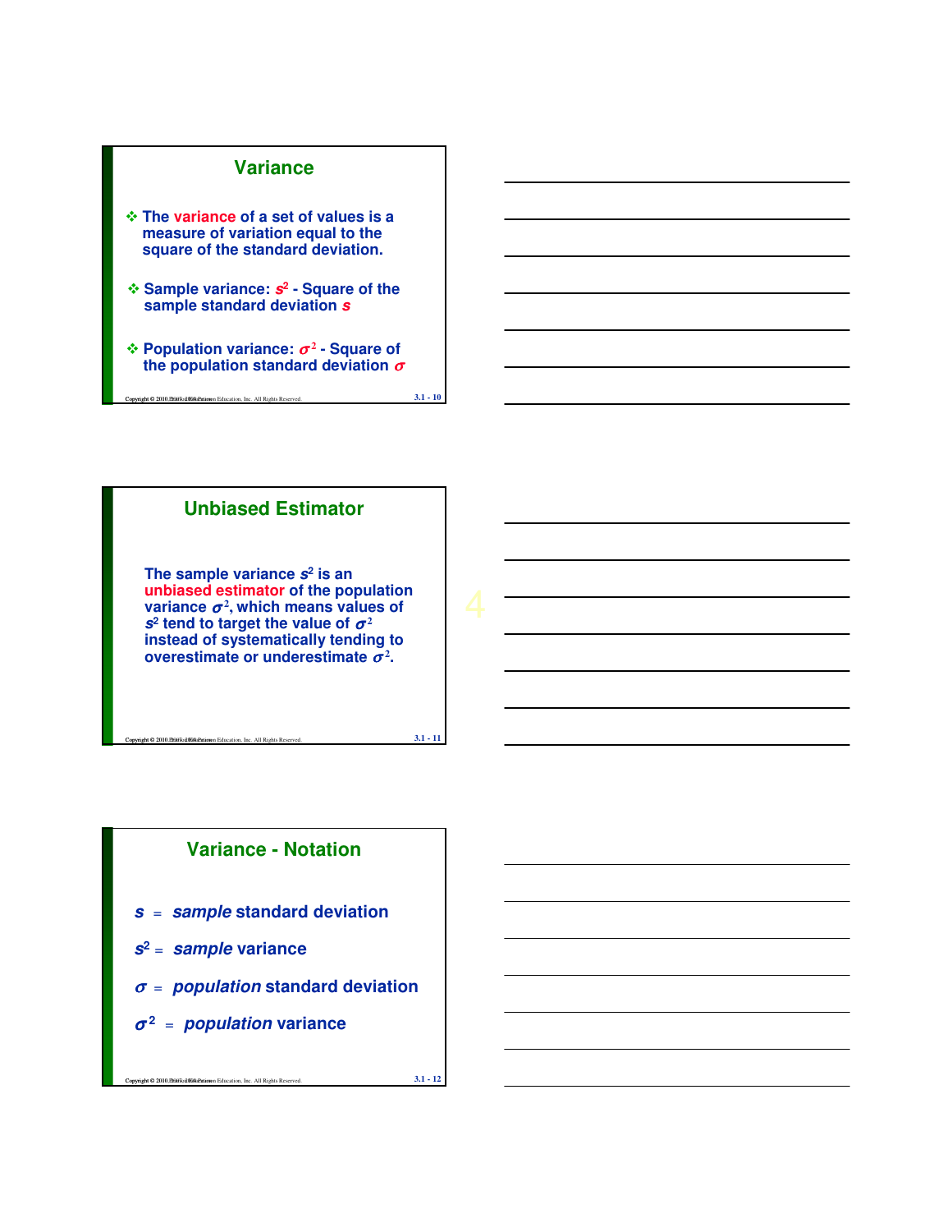## Variance

- The **variance** of a set of values is a measure of variation equal to the square of the standard deviation.

- Sample variance: $s^2$ - Square of the sample standard deviation $s$

- Population variance: $\sigma^2$ - Square of the population standard deviation $\sigma$

## Unbiased Estimator

The sample variance $s^2$ is an **unbiased estimator** of the population variance $\sigma^2$, which means values of $s^2$ tend to target the value of $\sigma^2$ instead of systematically tending to overestimate or underestimate $\sigma^2$.

## Variance - Notation

$s$ = *sample* standard deviation

$s^2$ = *sample* variance

$\sigma$ = *population* standard deviation

$\sigma^2$ = *population* variance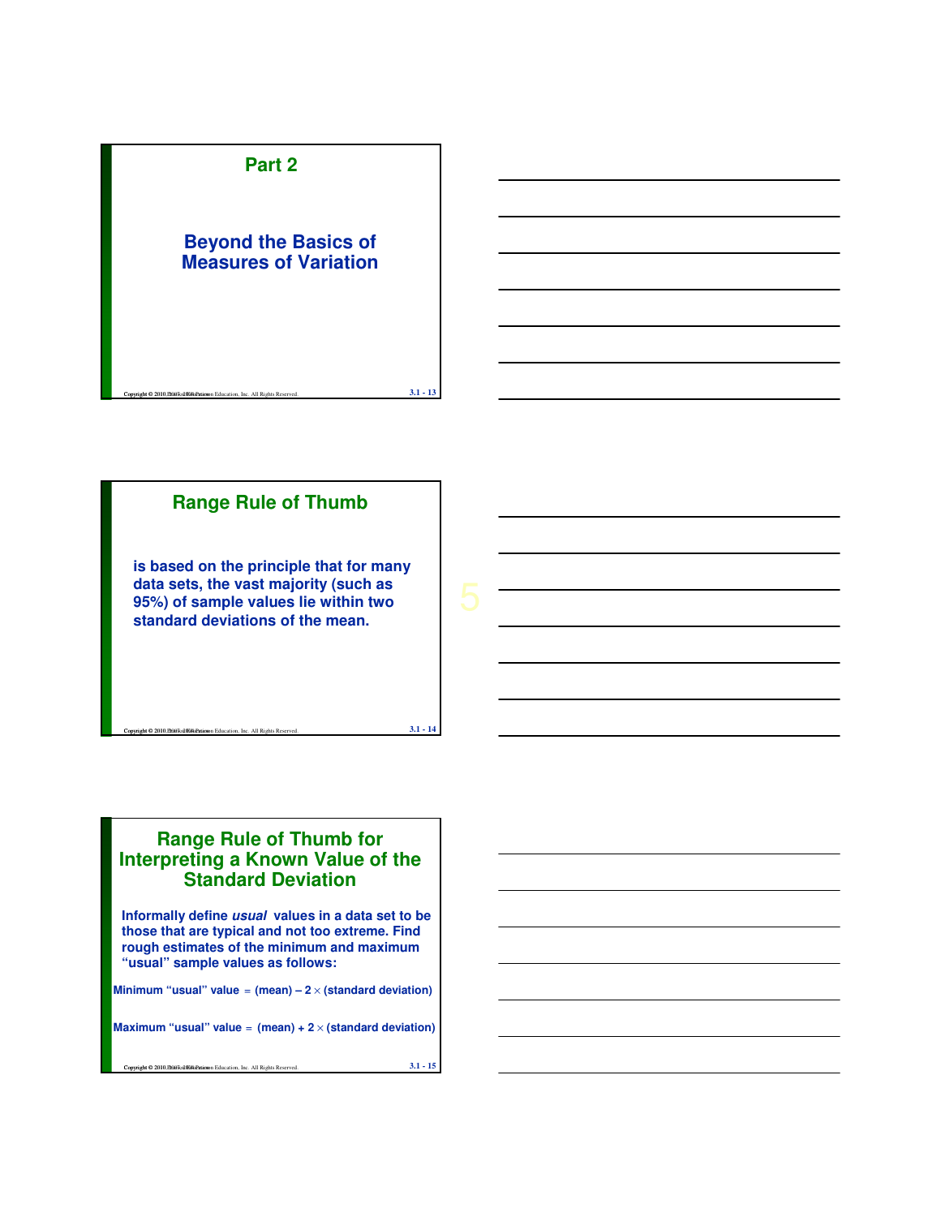## Part 2

### Beyond the Basics of Measures of Variation

## Range Rule of Thumb

**is based on the principle that for many data sets, the vast majority (such as 95%) of sample values lie within two standard deviations of the mean.**

## Range Rule of Thumb for Interpreting a Known Value of the Standard Deviation

**Informally define *usual* values in a data set to be those that are typical and not too extreme. Find rough estimates of the minimum and maximum "usual" sample values as follows:**

**Minimum "usual" value = (mean) – 2 × (standard deviation)**

**Maximum "usual" value = (mean) + 2 × (standard deviation)**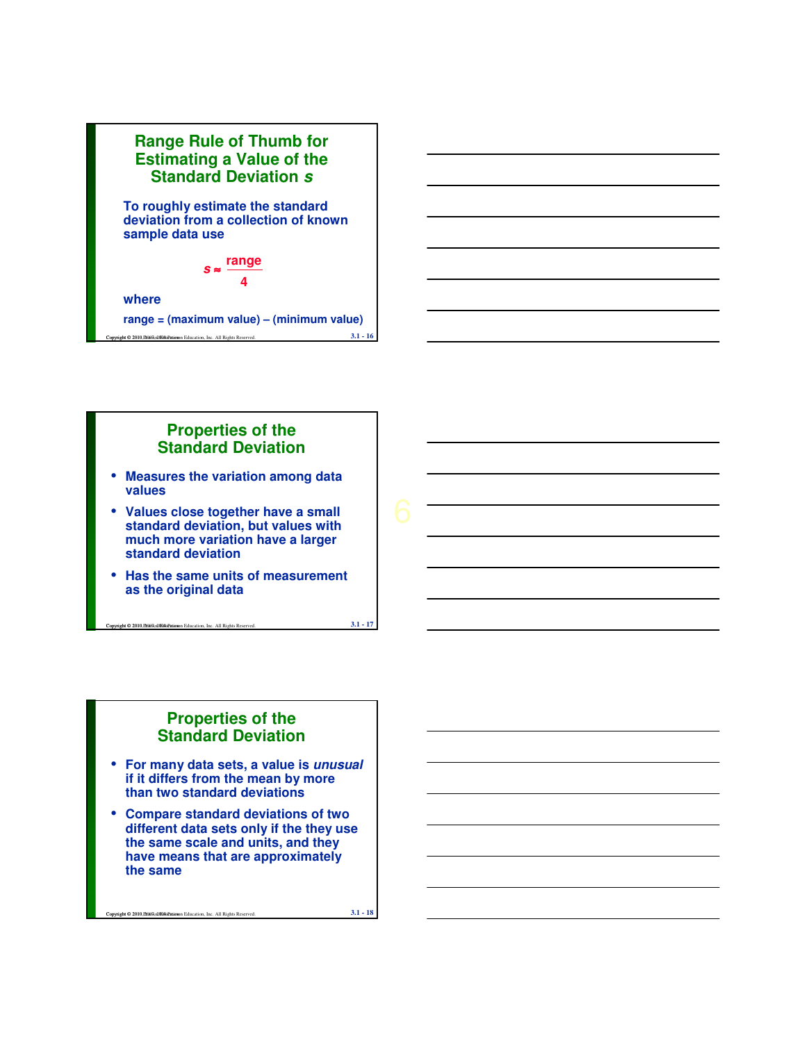## Range Rule of Thumb for Estimating a Value of the Standard Deviation *s*

To roughly estimate the standard deviation from a collection of known sample data use

$$s \approx \frac{\text{range}}{4}$$

where

range = (maximum value) – (minimum value)

## Properties of the Standard Deviation

- Measures the variation among data values
- Values close together have a small standard deviation, but values with much more variation have a larger standard deviation
- Has the same units of measurement as the original data

## Properties of the Standard Deviation

- For many data sets, a value is *unusual* if it differs from the mean by more than two standard deviations
- Compare standard deviations of two different data sets only if the they use the same scale and units, and they have means that are approximately the same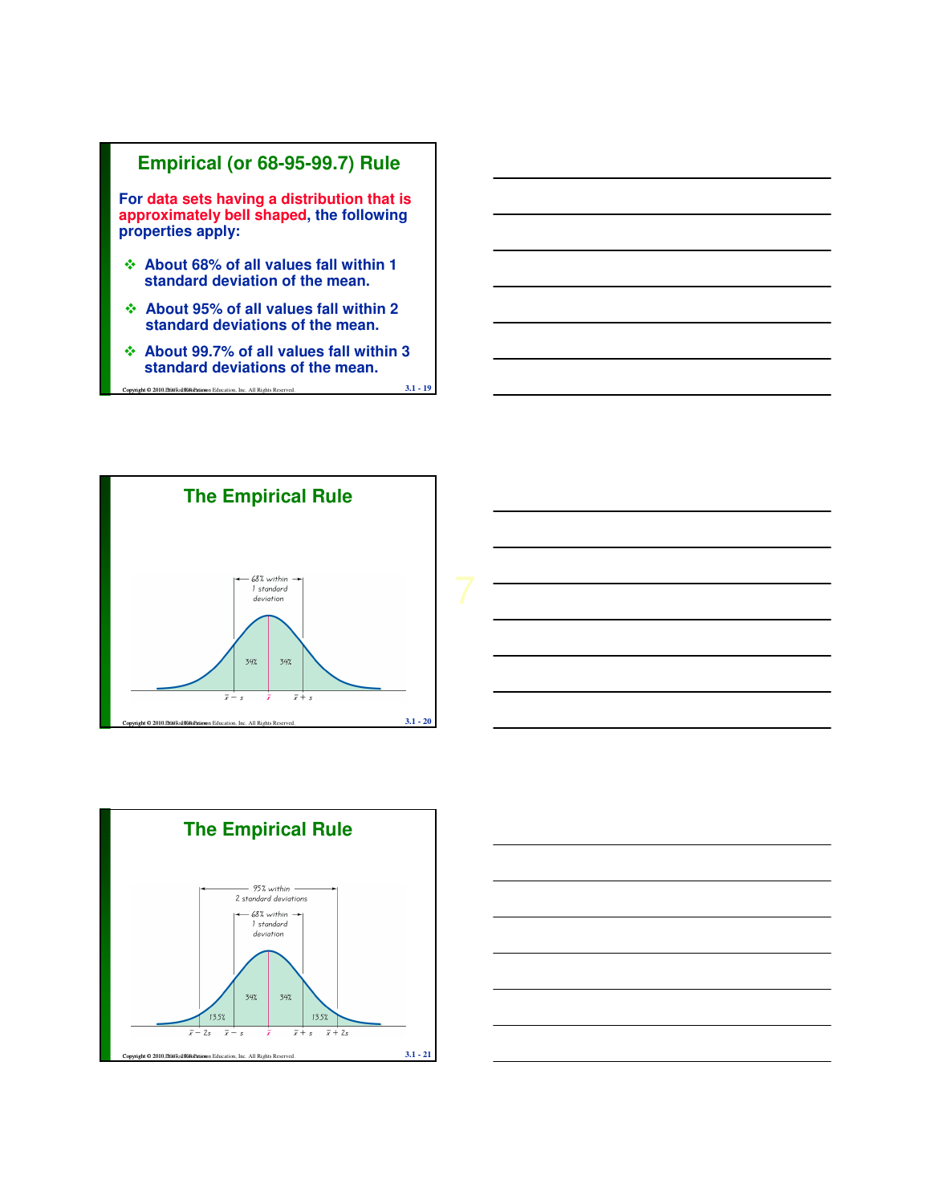## Empirical (or 68-95-99.7) Rule

For data sets having a distribution that is approximately bell shaped, the following properties apply:

- About 68% of all values fall within 1 standard deviation of the mean.
- About 95% of all values fall within 2 standard deviations of the mean.
- About 99.7% of all values fall within 3 standard deviations of the mean.

## The Empirical Rule

68% within 1 standard deviation

34% | 34%

$\bar{x} - s$ | $\bar{x}$ | $\bar{x} + s$

## The Empirical Rule

95% within 2 standard deviations

68% within 1 standard deviation

13.5% | 34% | 34% | 13.5%

$\bar{x} - 2s$ | $\bar{x} - s$ | $\bar{x}$ | $\bar{x} + s$ | $\bar{x} + 2s$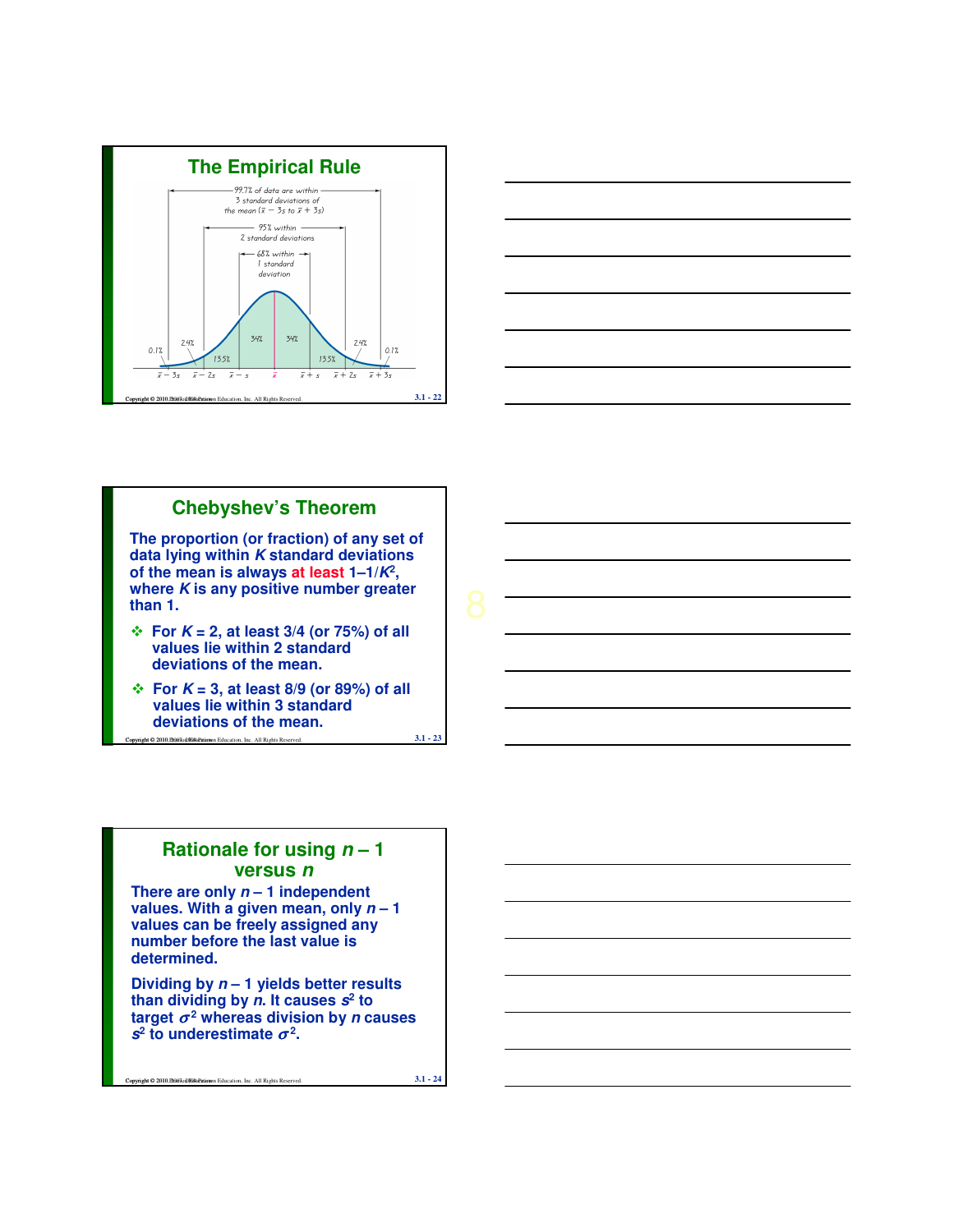## The Empirical Rule

99.7% of data are within 3 standard deviations of the mean ($\bar{x} - 3s$ to $\bar{x} + 3s$)

95% within 2 standard deviations

68% within 1 standard deviation

0.1% | 2.4% | 13.5% | 34% | 34% | 13.5% | 2.4% | 0.1%

$\bar{x} - 3s$ | $\bar{x} - 2s$ | $\bar{x} - s$ | $\bar{x}$ | $\bar{x} + s$ | $\bar{x} + 2s$ | $\bar{x} + 3s$

## Chebyshev's Theorem

The proportion (or fraction) of any set of data lying within $K$ standard deviations of the mean is always **at least** $1 - 1/K^2$, where $K$ is any positive number greater than 1.

- For $K = 2$, at least 3/4 (or 75%) of all values lie within 2 standard deviations of the mean.
- For $K = 3$, at least 8/9 (or 89%) of all values lie within 3 standard deviations of the mean.

## Rationale for using $n - 1$ versus $n$

There are only $n - 1$ independent values. With a given mean, only $n - 1$ values can be freely assigned any number before the last value is determined.

Dividing by $n - 1$ yields better results than dividing by $n$. It causes $s^2$ to target $\sigma^2$ whereas division by $n$ causes $s^2$ to underestimate $\sigma^2$.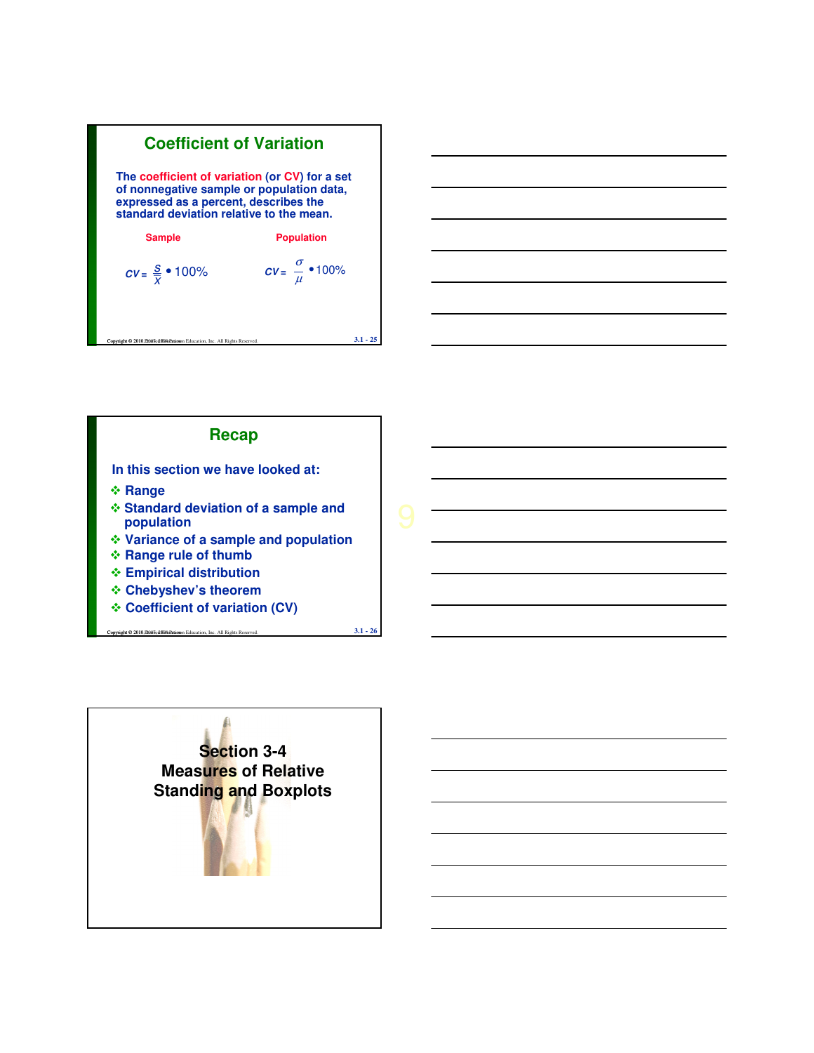## Coefficient of Variation

The **coefficient of variation** (or **CV**) for a set of nonnegative sample or population data, expressed as a percent, describes the standard deviation relative to the mean.

**Sample**

$$CV = \frac{s}{\bar{x}} \cdot 100\%$$

**Population**

$$CV = \frac{\sigma}{\mu} \cdot 100\%$$

## Recap

In this section we have looked at:

- Range
- Standard deviation of a sample and population
- Variance of a sample and population
- Range rule of thumb
- Empirical distribution
- Chebyshev's theorem
- Coefficient of variation (CV)

## Section 3-4 Measures of Relative Standing and Boxplots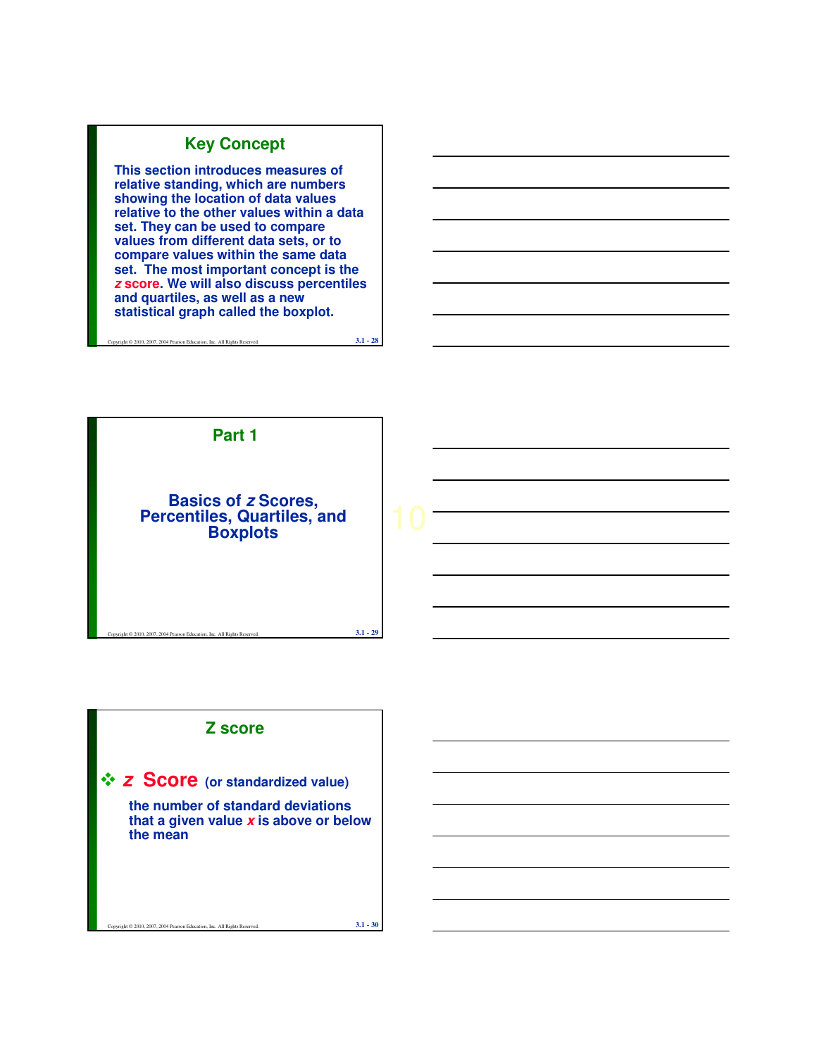## Key Concept

This section introduces measures of relative standing, which are numbers showing the location of data values relative to the other values within a data set. They can be used to compare values from different data sets, or to compare values within the same data set. The most important concept is the *z* score. We will also discuss percentiles and quartiles, as well as a new statistical graph called the boxplot.

## Part 1

### Basics of *z* Scores, Percentiles, Quartiles, and Boxplots

## Z score

- ***z* Score** (or standardized value)

  the number of standard deviations that a given value *x* is above or below the mean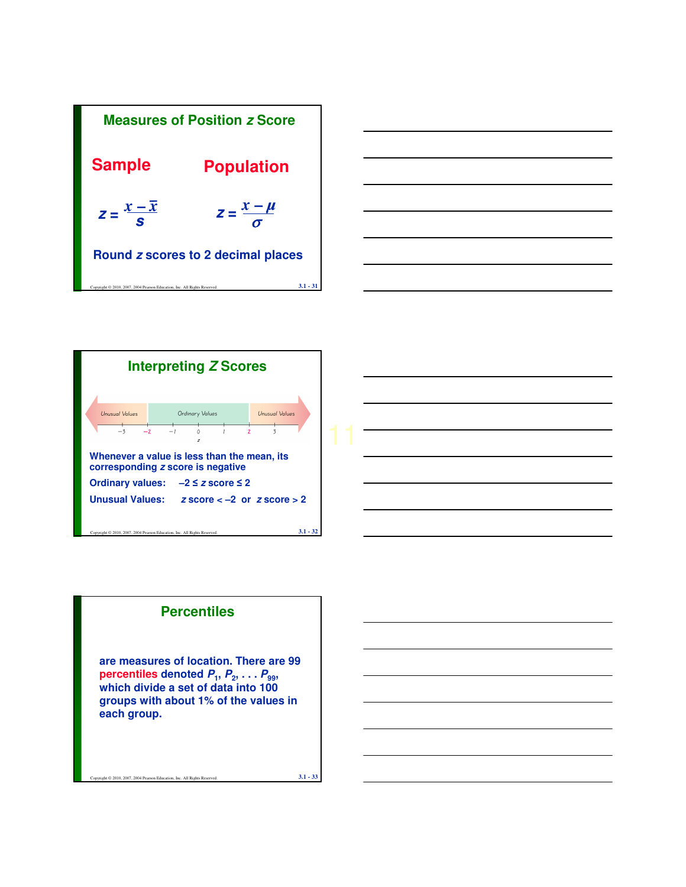## Measures of Position *z* Score

**Sample**

$$z = \frac{x - \bar{x}}{s}$$

**Population**

$$z = \frac{x - \mu}{\sigma}$$

**Round *z* scores to 2 decimal places**

## Interpreting *Z* Scores

Unusual Values | Ordinary Values | Unusual Values

−3 −2 −1 0 1 2 3

*z*

**Whenever a value is less than the mean, its corresponding *z* score is negative**

**Ordinary values:** $-2 \leq z \text{ score} \leq 2$

**Unusual Values:** $z \text{ score} < -2$ or $z \text{ score} > 2$

## Percentiles

**are measures of location. There are 99 percentiles denoted $P_1, P_2, \ldots P_{99}$, which divide a set of data into 100 groups with about 1% of the values in each group.**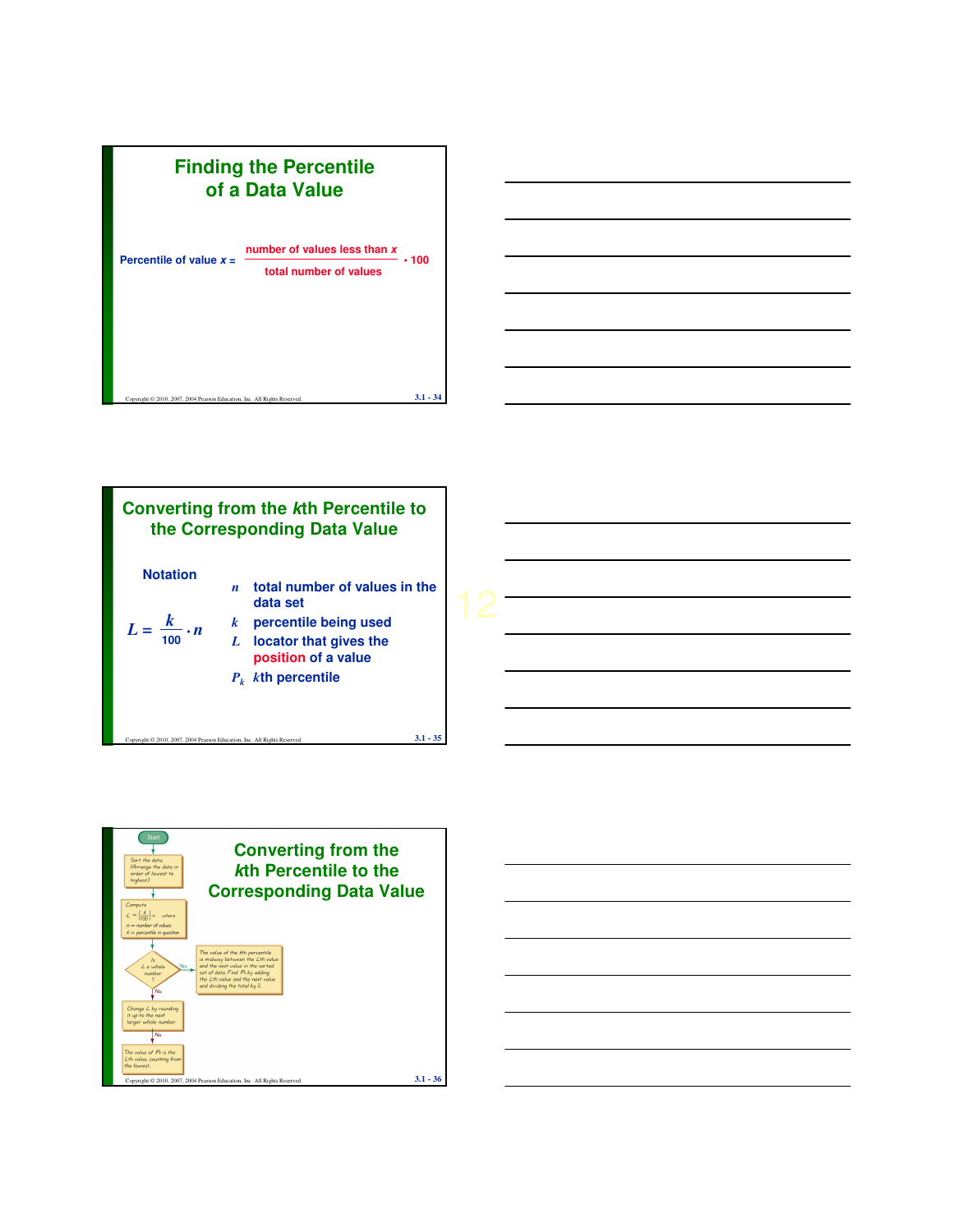## Finding the Percentile of a Data Value

$$\text{Percentile of value } x = \frac{\text{number of values less than } x}{\text{total number of values}} \cdot 100$$

## Converting from the *k*th Percentile to the Corresponding Data Value

**Notation**

$$L = \frac{k}{100} \cdot n$$

- $n$ total number of values in the data set
- $k$ percentile being used
- $L$ locator that gives the **position** of a value
- $P_k$ $k$th percentile

## Converting from the *k*th Percentile to the Corresponding Data Value

Start

Sort the data. (Arrange the data in order of lowest to highest.)

Compute $L = \left(\frac{k}{100}\right) n$ where
$n$ = number of values
$k$ = percentile in question

Is $L$ a whole number?

- Yes: The value of the $k$th percentile is midway between the $L$th value and the next value in the sorted set of data. Find $P_k$ by adding the $L$th value and the next value and dividing the total by 2.
- No: Change $L$ by rounding it up to the next larger whole number.

The value of $P_k$ is the $L$th value, counting from the lowest.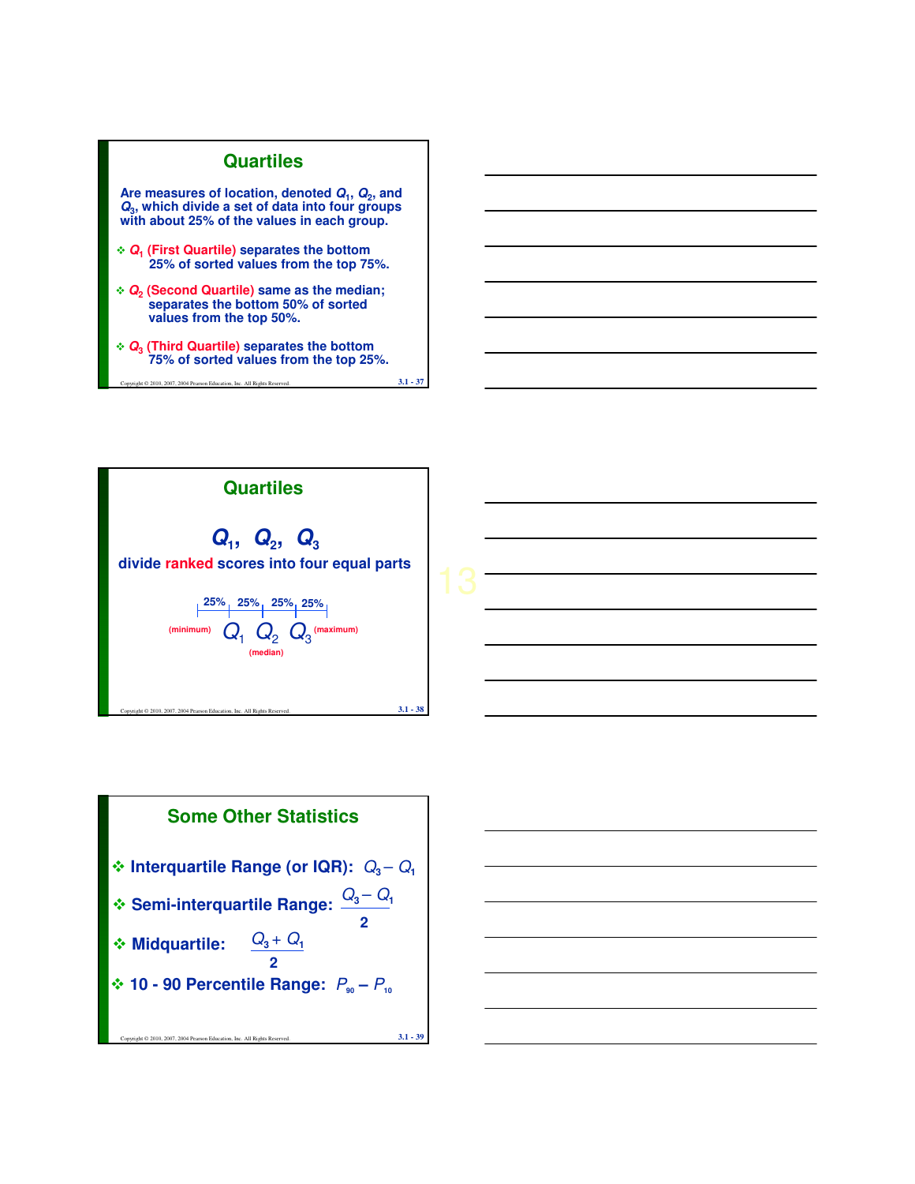## Quartiles

Are measures of location, denoted $Q_1$, $Q_2$, and $Q_3$, which divide a set of data into four groups with about 25% of the values in each group.

- $Q_1$ **(First Quartile)** separates the bottom 25% of sorted values from the top 75%.
- $Q_2$ **(Second Quartile)** same as the median; separates the bottom 50% of sorted values from the top 50%.
- $Q_3$ **(Third Quartile)** separates the bottom 75% of sorted values from the top 25%.

## Quartiles

$Q_1$, $Q_2$, $Q_3$

divide **ranked** scores into four equal parts

| 25% | 25% | 25% | 25% |
|---|---|---|---|

(minimum) $Q_1$ $Q_2$ $Q_3$ (maximum)

(median)

## Some Other Statistics

- **Interquartile Range (or IQR):** $Q_3 - Q_1$
- **Semi-interquartile Range:** $\dfrac{Q_3 - Q_1}{2}$
- **Midquartile:** $\dfrac{Q_3 + Q_1}{2}$
- **10 - 90 Percentile Range:** $P_{90} - P_{10}$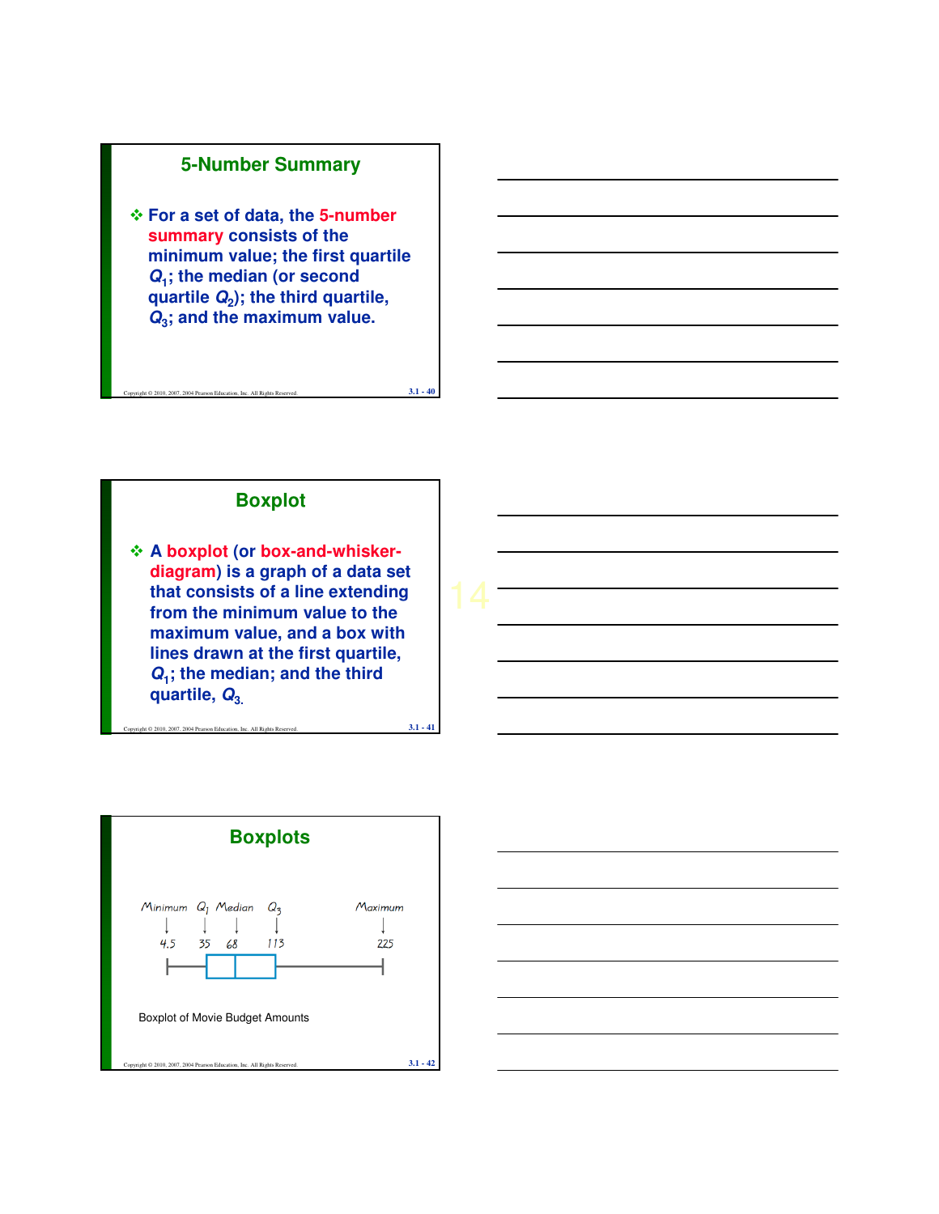## 5-Number Summary

- For a set of data, the **5-number summary** consists of the minimum value; the first quartile $Q_1$; the median (or second quartile $Q_2$); the third quartile, $Q_3$; and the maximum value.

## Boxplot

- A **boxplot** (or **box-and-whisker-diagram**) is a graph of a data set that consists of a line extending from the minimum value to the maximum value, and a box with lines drawn at the first quartile, $Q_1$; the median; and the third quartile, $Q_3$.

## Boxplots

| Minimum | $Q_1$ | Median | $Q_3$ | Maximum |
|---|---|---|---|---|
| 4.5 | 35 | 68 | 113 | 225 |

Boxplot of Movie Budget Amounts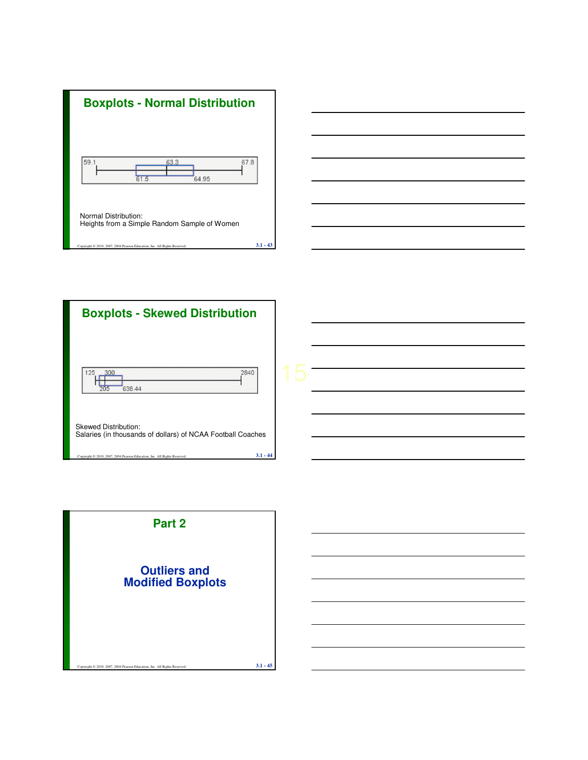## Boxplots - Normal Distribution

59.1 | 61.5 | 63.3 | 64.95 | 67.8

Normal Distribution:
Heights from a Simple Random Sample of Women

## Boxplots - Skewed Distribution

125 | 205 | 300 | 638.44 | 2840

Skewed Distribution:
Salaries (in thousands of dollars) of NCAA Football Coaches

## Part 2

### Outliers and Modified Boxplots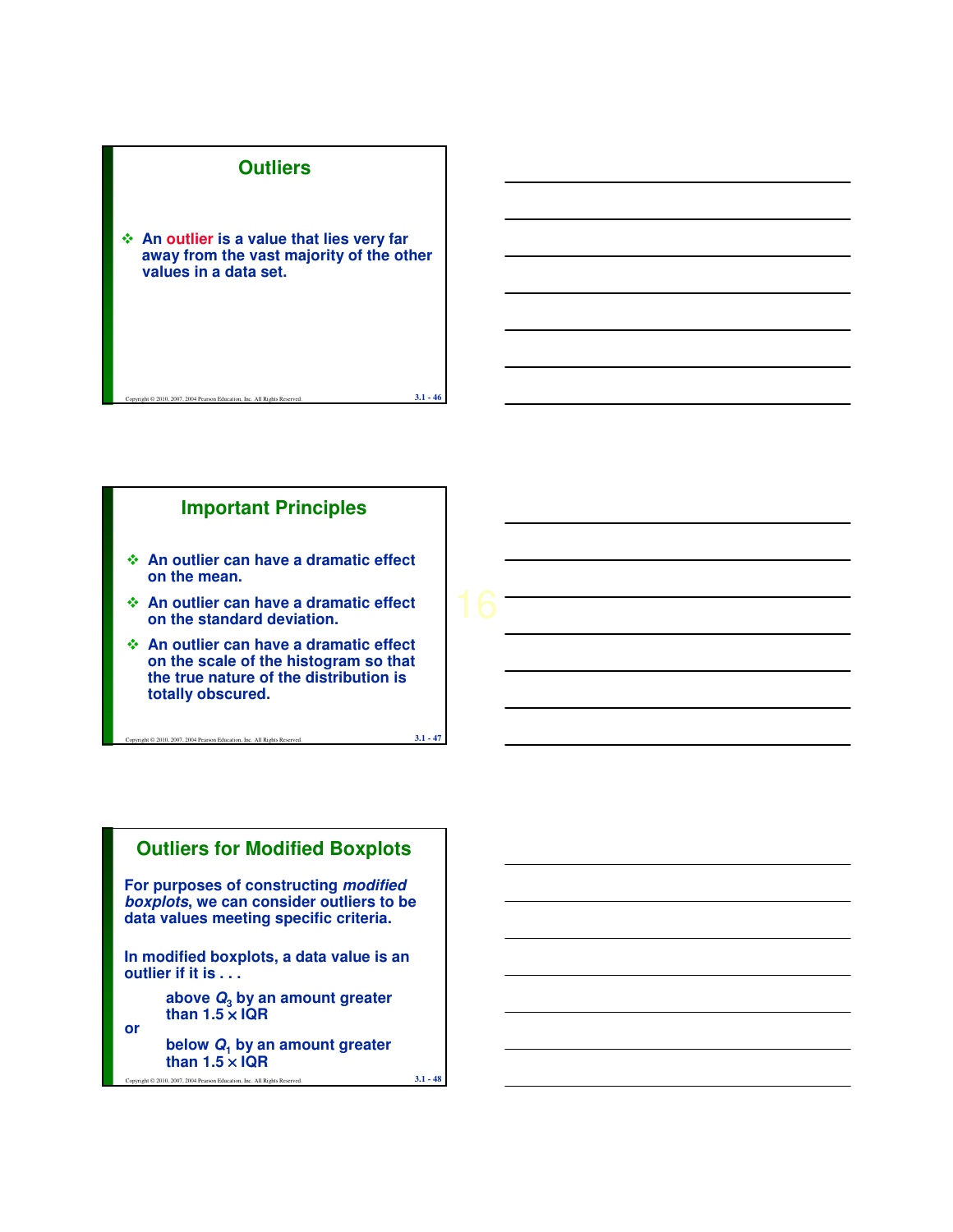## Outliers

- An outlier is a value that lies very far away from the vast majority of the other values in a data set.

## Important Principles

- An outlier can have a dramatic effect on the mean.
- An outlier can have a dramatic effect on the standard deviation.
- An outlier can have a dramatic effect on the scale of the histogram so that the true nature of the distribution is totally obscured.

## Outliers for Modified Boxplots

For purposes of constructing *modified boxplots*, we can consider outliers to be data values meeting specific criteria.

In modified boxplots, a data value is an outlier if it is . . .

above $Q_3$ by an amount greater than $1.5 \times$ IQR

or

below $Q_1$ by an amount greater than $1.5 \times$ IQR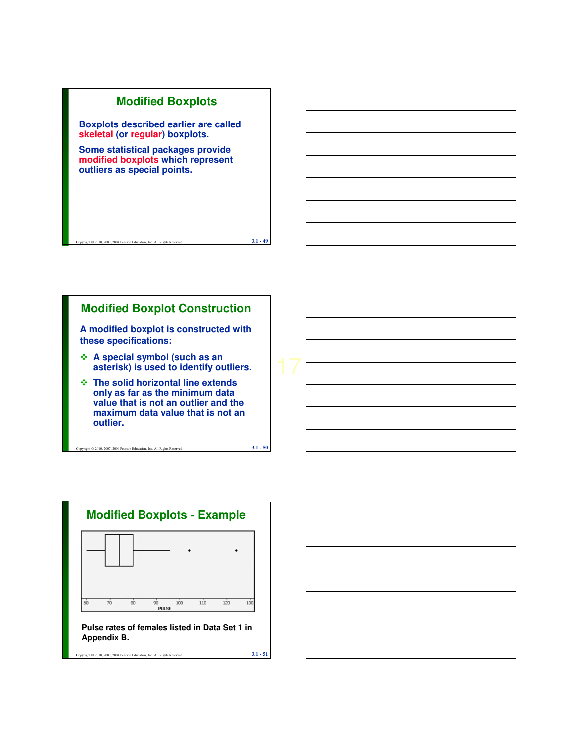## Modified Boxplots

Boxplots described earlier are called **skeletal** (or **regular**) boxplots.

Some statistical packages provide **modified boxplots** which represent outliers as special points.

## Modified Boxplot Construction

A modified boxplot is constructed with these specifications:

- A special symbol (such as an asterisk) is used to identify outliers.
- The solid horizontal line extends only as far as the minimum data value that is not an outlier and the maximum data value that is not an outlier.

## Modified Boxplots - Example

Pulse rates of females listed in Data Set 1 in Appendix B.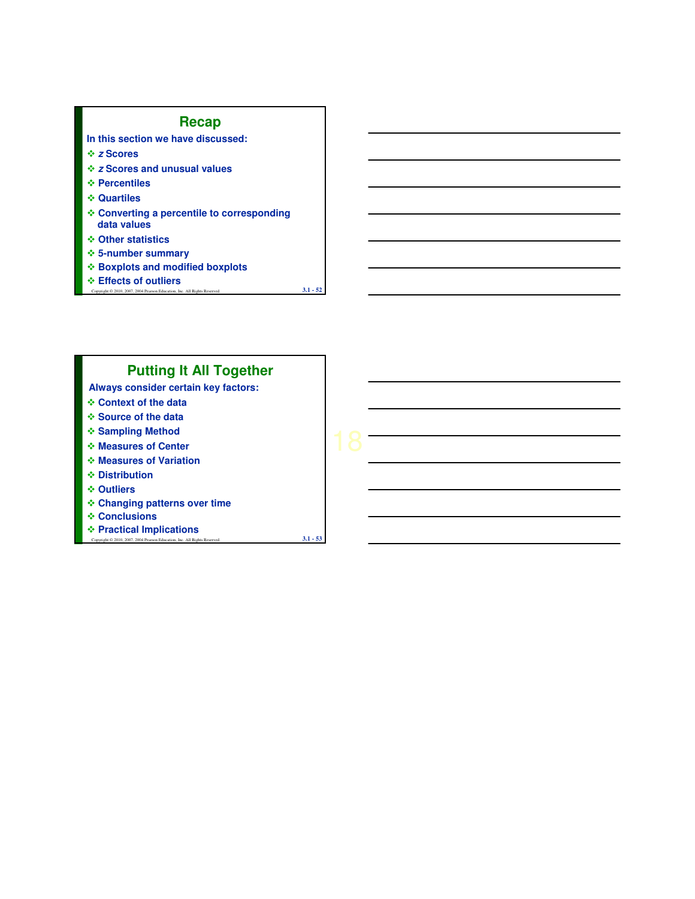## Recap

In this section we have discussed:

- $z$ Scores
- $z$ Scores and unusual values
- Percentiles
- Quartiles
- Converting a percentile to corresponding data values
- Other statistics
- 5-number summary
- Boxplots and modified boxplots
- Effects of outliers

## Putting It All Together

Always consider certain key factors:

- Context of the data
- Source of the data
- Sampling Method
- Measures of Center
- Measures of Variation
- Distribution
- Outliers
- Changing patterns over time
- Conclusions
- Practical Implications